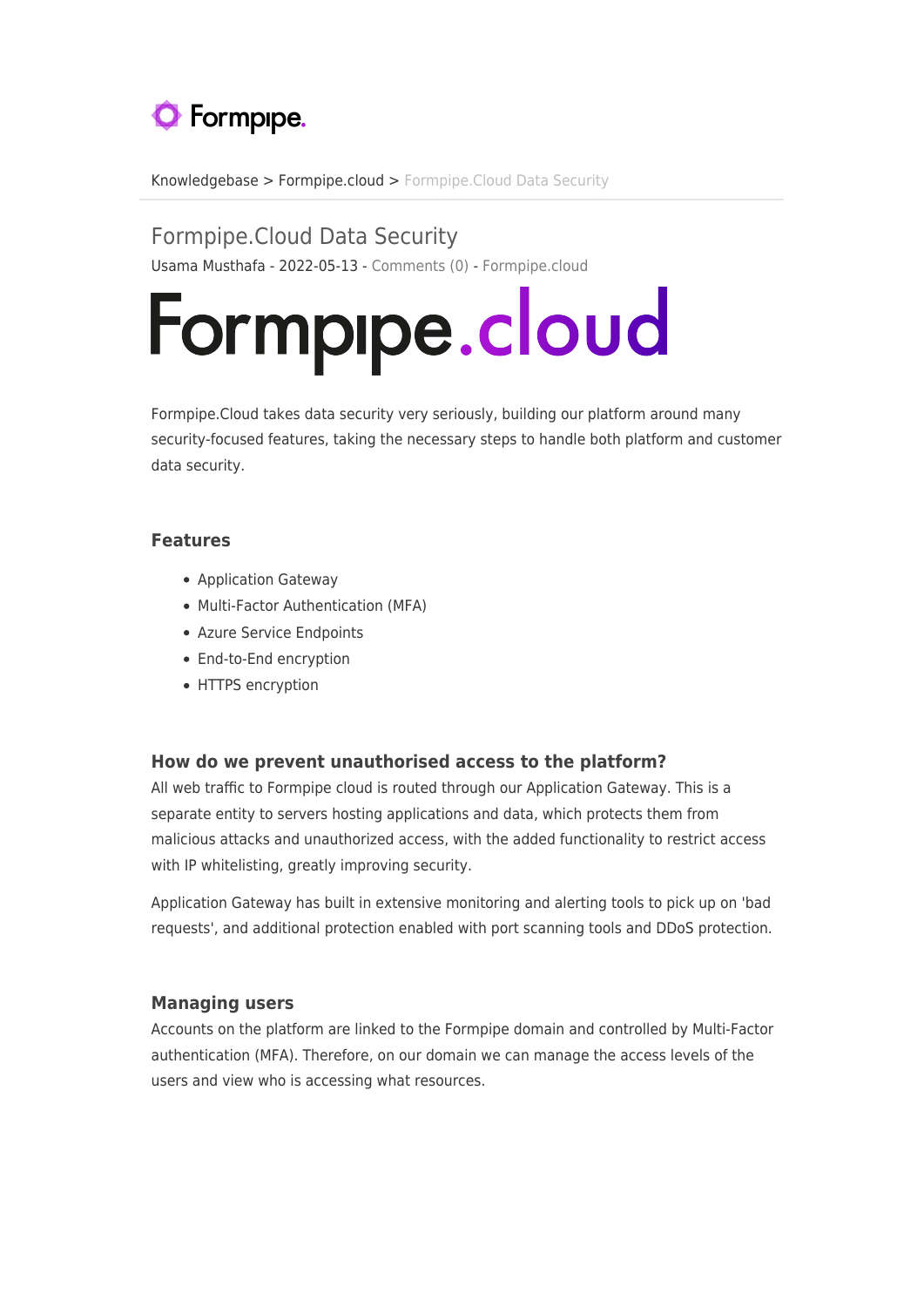Knowledgebase > Formpipe.cloud > Formpipe.Cloud Data Security

# Formpipe.Cloud Data Security

Usama Musthafa - 2022-05-13 - Comments (0) - Formpipe.cloud

Formpipe.cloud

Formpipe.Cloud takes data security very seriously, building our platform around many security-focused features, taking the necessary steps to handle both platform and customer data security.

### Features

- Application Gateway
- Multi-Factor Authentication (MFA)
- Azure Service Endpoints
- End-to-End encryption
- HTTPS encryption

### How do we prevent unauthorised access to the platform?

All web traffic to Formpipe cloud is routed through our Application Gateway. This is a separate entity to servers hosting applications and data, which protects them from malicious attacks and unauthorized access, with the added functionality to restrict access with IP whitelisting, greatly improving security.

Application Gateway has built in extensive monitoring and alerting tools to pick up on 'bad requests', and additional protection enabled with port scanning tools and DDoS protection.

### Managing users

Accounts on the platform are linked to the Formpipe domain and controlled by Multi-Factor authentication (MFA). Therefore, on our domain we can manage the access levels of the users and view who is accessing what resources.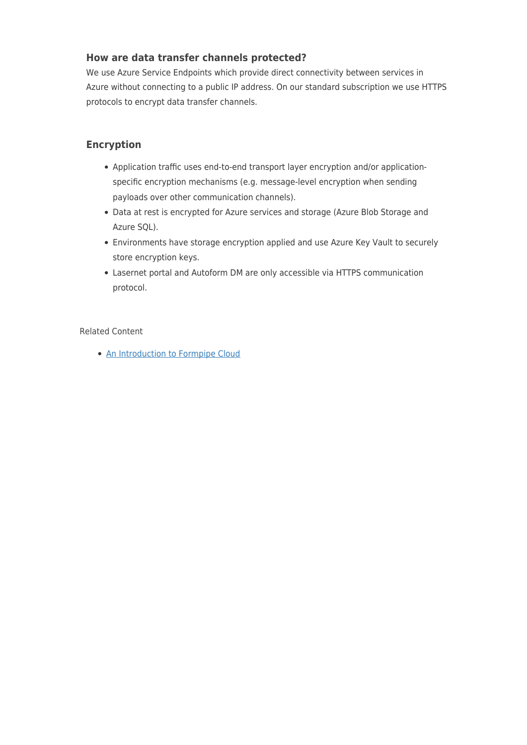### How are data transfer channels protected?

We use Azure Service Endpoints which provide direct connectivity between services in Azure without connecting to a public IP address. On our standard subscription we use HTTPS protocols to encrypt data transfer channels.

### Encryption

- Application traffic uses end-to-end transport layer encryption and/or application-specific encryption mechanisms (e.g. message-level encryption when sending payloads over other communication channels).
- Data at rest is encrypted for Azure services and storage (Azure Blob Storage and Azure SQL).
- Environments have storage encryption applied and use Azure Key Vault to securely store encryption keys.
- Lasernet portal and Autoform DM are only accessible via HTTPS communication protocol.

Related Content

- An Introduction to Formpipe Cloud